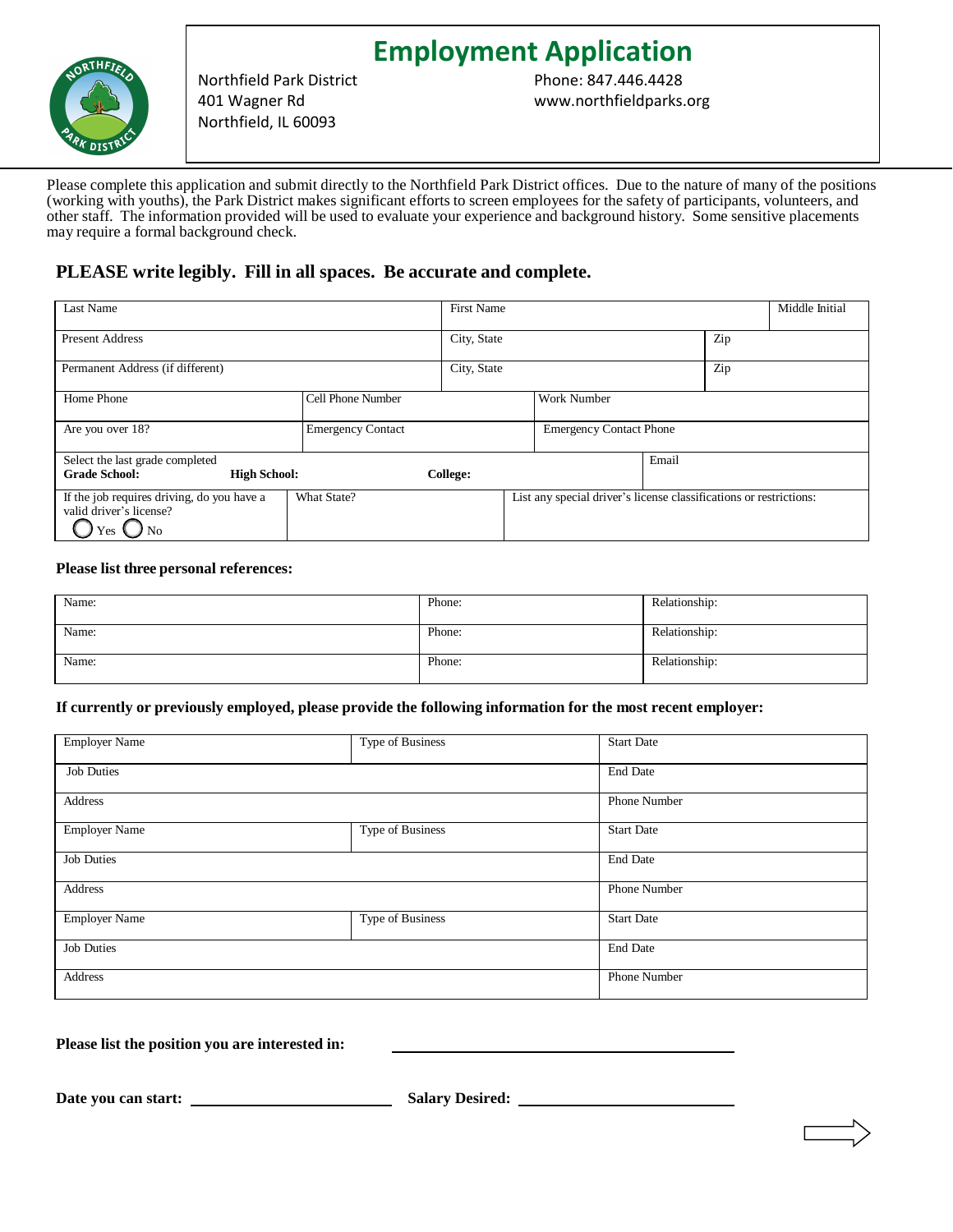# Employment Application

Northfield Park District
401 Wagner Rd
Northfield, IL 60093

Phone: 847.446.4428
www.northfieldparks.org

Please complete this application and submit directly to the Northfield Park District offices. Due to the nature of many of the positions (working with youths), the Park District makes significant efforts to screen employees for the safety of participants, volunteers, and other staff. The information provided will be used to evaluate your experience and background history. Some sensitive placements may require a formal background check.

## PLEASE write legibly. Fill in all spaces. Be accurate and complete.

| Last Name | | First Name | | Middle Initial |
|---|---|---|---|---|
| Present Address | | City, State | Zip | |
| Permanent Address (if different) | | City, State | Zip | |
| Home Phone | Cell Phone Number | Work Number | | |
| Are you over 18? | Emergency Contact | Emergency Contact Phone | | |
| Select the last grade completed<br>**Grade School:** **High School:** | **College:** | | Email | |
| If the job requires driving, do you have a valid driver's license?<br>◯ Yes ◯ No | What State? | List any special driver's license classifications or restrictions: | | |

**Please list three personal references:**

| Name: | Phone: | Relationship: |
|---|---|---|
| Name: | Phone: | Relationship: |
| Name: | Phone: | Relationship: |

**If currently or previously employed, please provide the following information for the most recent employer:**

| Employer Name | Type of Business | Start Date |
|---|---|---|
| Job Duties | | End Date |
| Address | | Phone Number |
| Employer Name | Type of Business | Start Date |
| Job Duties | | End Date |
| Address | | Phone Number |
| Employer Name | Type of Business | Start Date |
| Job Duties | | End Date |
| Address | | Phone Number |

**Please list the position you are interested in:** ______________________________

**Date you can start:** __________________ **Salary Desired:** __________________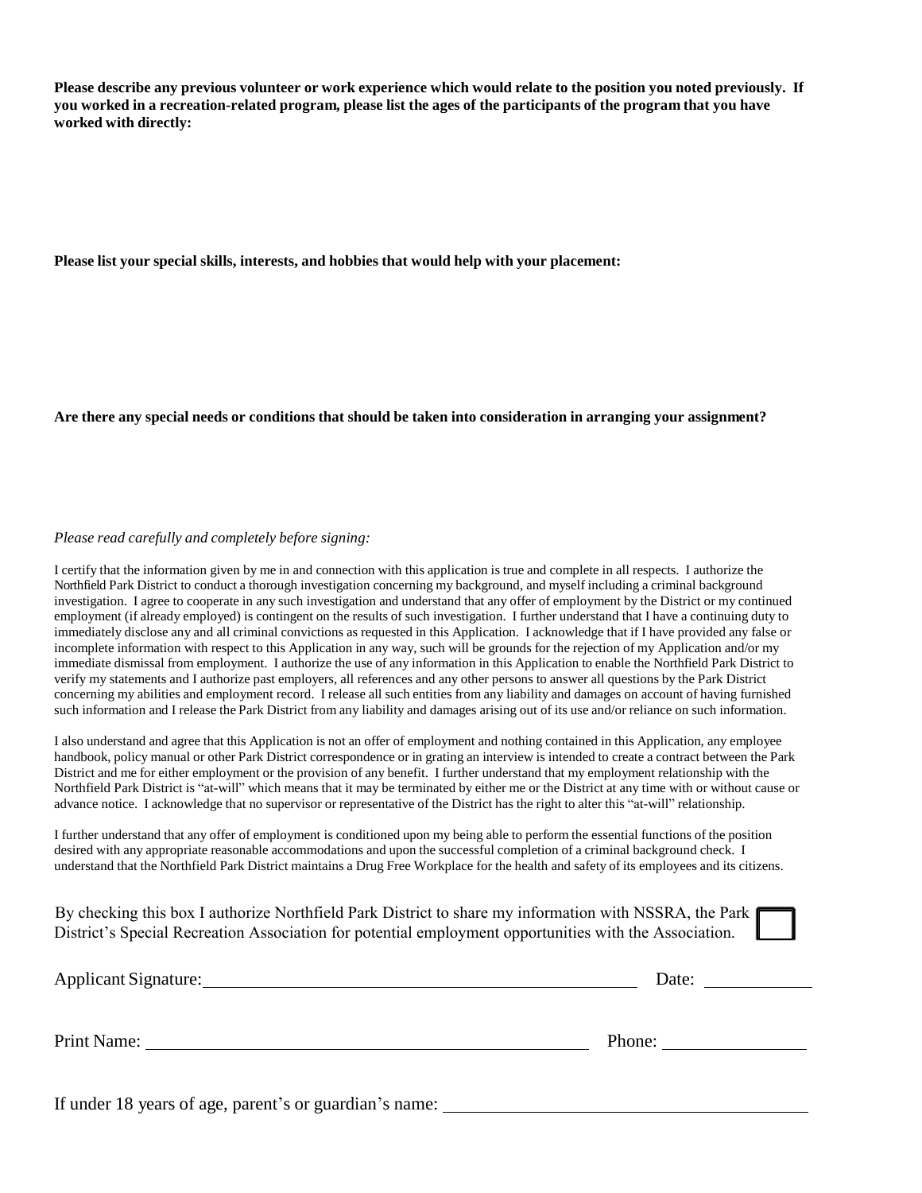**Please describe any previous volunteer or work experience which would relate to the position you noted previously. If you worked in a recreation-related program, please list the ages of the participants of the program that you have worked with directly:**

**Please list your special skills, interests, and hobbies that would help with your placement:**

**Are there any special needs or conditions that should be taken into consideration in arranging your assignment?**

*Please read carefully and completely before signing:*

I certify that the information given by me in and connection with this application is true and complete in all respects. I authorize the Northfield Park District to conduct a thorough investigation concerning my background, and myself including a criminal background investigation. I agree to cooperate in any such investigation and understand that any offer of employment by the District or my continued employment (if already employed) is contingent on the results of such investigation. I further understand that I have a continuing duty to immediately disclose any and all criminal convictions as requested in this Application. I acknowledge that if I have provided any false or incomplete information with respect to this Application in any way, such will be grounds for the rejection of my Application and/or my immediate dismissal from employment. I authorize the use of any information in this Application to enable the Northfield Park District to verify my statements and I authorize past employers, all references and any other persons to answer all questions by the Park District concerning my abilities and employment record. I release all such entities from any liability and damages on account of having furnished such information and I release the Park District from any liability and damages arising out of its use and/or reliance on such information.

I also understand and agree that this Application is not an offer of employment and nothing contained in this Application, any employee handbook, policy manual or other Park District correspondence or in grating an interview is intended to create a contract between the Park District and me for either employment or the provision of any benefit. I further understand that my employment relationship with the Northfield Park District is "at-will" which means that it may be terminated by either me or the District at any time with or without cause or advance notice. I acknowledge that no supervisor or representative of the District has the right to alter this "at-will" relationship.

I further understand that any offer of employment is conditioned upon my being able to perform the essential functions of the position desired with any appropriate reasonable accommodations and upon the successful completion of a criminal background check. I understand that the Northfield Park District maintains a Drug Free Workplace for the health and safety of its employees and its citizens.

By checking this box I authorize Northfield Park District to share my information with NSSRA, the Park District's Special Recreation Association for potential employment opportunities with the Association. ☐

Applicant Signature: ______________________________ Date: __________

Print Name: ______________________________ Phone: __________

If under 18 years of age, parent's or guardian's name: ______________________________